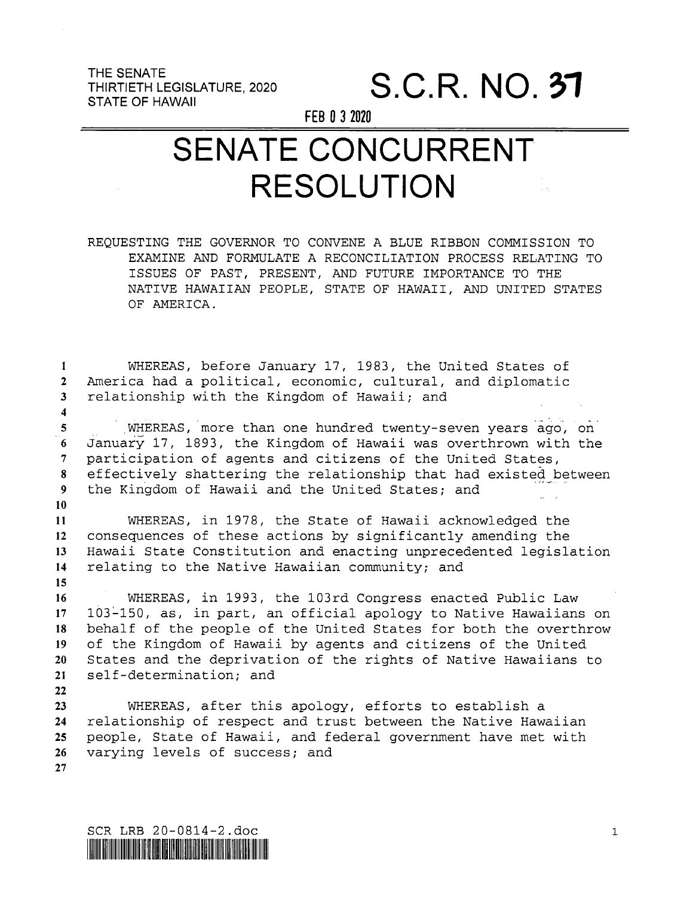THE SENATE
THIRTIETH LEGISLATURE, 2020
STATE OF HAWAII

# S.C.R. NO. 37

FEB 03 2020

# SENATE CONCURRENT RESOLUTION

REQUESTING THE GOVERNOR TO CONVENE A BLUE RIBBON COMMISSION TO EXAMINE AND FORMULATE A RECONCILIATION PROCESS RELATING TO ISSUES OF PAST, PRESENT, AND FUTURE IMPORTANCE TO THE NATIVE HAWAIIAN PEOPLE, STATE OF HAWAII, AND UNITED STATES OF AMERICA.

WHEREAS, before January 17, 1983, the United States of America had a political, economic, cultural, and diplomatic relationship with the Kingdom of Hawaii; and

WHEREAS, more than one hundred twenty-seven years ago, on January 17, 1893, the Kingdom of Hawaii was overthrown with the participation of agents and citizens of the United States, effectively shattering the relationship that had existed between the Kingdom of Hawaii and the United States; and

WHEREAS, in 1978, the State of Hawaii acknowledged the consequences of these actions by significantly amending the Hawaii State Constitution and enacting unprecedented legislation relating to the Native Hawaiian community; and

WHEREAS, in 1993, the 103rd Congress enacted Public Law 103-150, as, in part, an official apology to Native Hawaiians on behalf of the people of the United States for both the overthrow of the Kingdom of Hawaii by agents and citizens of the United States and the deprivation of the rights of Native Hawaiians to self-determination; and

WHEREAS, after this apology, efforts to establish a relationship of respect and trust between the Native Hawaiian people, State of Hawaii, and federal government have met with varying levels of success; and

SCR LRB 20-0814-2.doc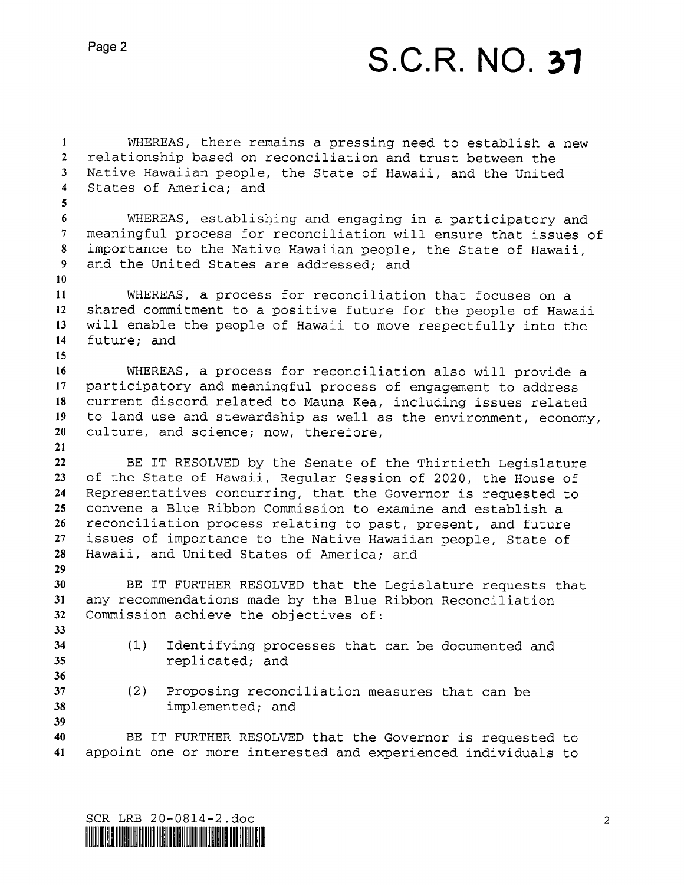WHEREAS, there remains a pressing need to establish a new relationship based on reconciliation and trust between the Native Hawaiian people, the State of Hawaii, and the United States of America; and

WHEREAS, establishing and engaging in a participatory and meaningful process for reconciliation will ensure that issues of importance to the Native Hawaiian people, the State of Hawaii, and the United States are addressed; and

WHEREAS, a process for reconciliation that focuses on a shared commitment to a positive future for the people of Hawaii will enable the people of Hawaii to move respectfully into the future; and

WHEREAS, a process for reconciliation also will provide a participatory and meaningful process of engagement to address current discord related to Mauna Kea, including issues related to land use and stewardship as well as the environment, economy, culture, and science; now, therefore,

BE IT RESOLVED by the Senate of the Thirtieth Legislature of the State of Hawaii, Regular Session of 2020, the House of Representatives concurring, that the Governor is requested to convene a Blue Ribbon Commission to examine and establish a reconciliation process relating to past, present, and future issues of importance to the Native Hawaiian people, State of Hawaii, and United States of America; and

BE IT FURTHER RESOLVED that the Legislature requests that any recommendations made by the Blue Ribbon Reconciliation Commission achieve the objectives of:

(1) Identifying processes that can be documented and replicated; and

(2) Proposing reconciliation measures that can be implemented; and

BE IT FURTHER RESOLVED that the Governor is requested to appoint one or more interested and experienced individuals to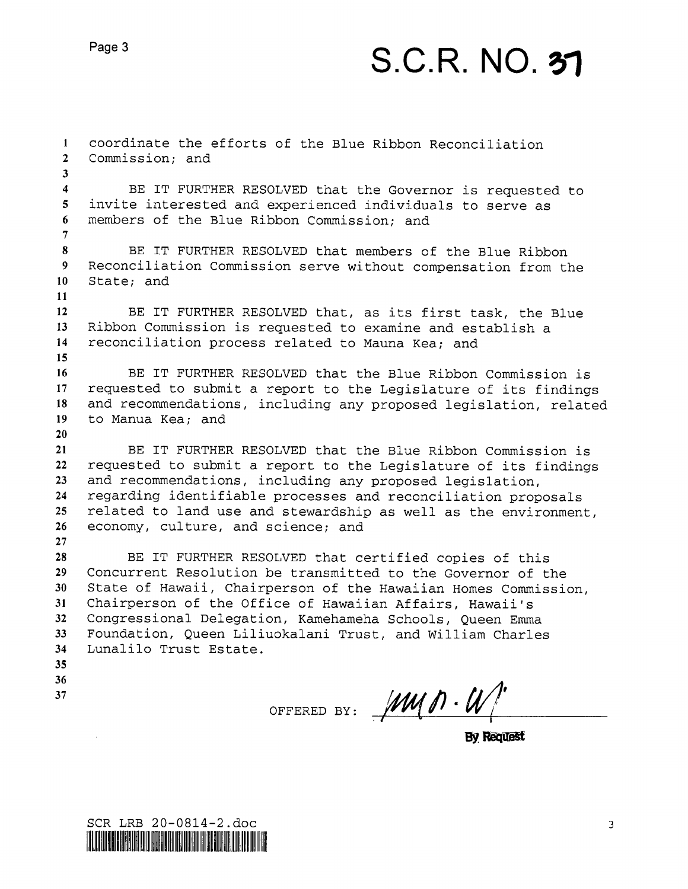# S.C.R. NO. 37

coordinate the efforts of the Blue Ribbon Reconciliation Commission; and

BE IT FURTHER RESOLVED that the Governor is requested to invite interested and experienced individuals to serve as members of the Blue Ribbon Commission; and

BE IT FURTHER RESOLVED that members of the Blue Ribbon Reconciliation Commission serve without compensation from the State; and

BE IT FURTHER RESOLVED that, as its first task, the Blue Ribbon Commission is requested to examine and establish a reconciliation process related to Mauna Kea; and

BE IT FURTHER RESOLVED that the Blue Ribbon Commission is requested to submit a report to the Legislature of its findings and recommendations, including any proposed legislation, related to Manua Kea; and

BE IT FURTHER RESOLVED that the Blue Ribbon Commission is requested to submit a report to the Legislature of its findings and recommendations, including any proposed legislation, regarding identifiable processes and reconciliation proposals related to land use and stewardship as well as the environment, economy, culture, and science; and

BE IT FURTHER RESOLVED that certified copies of this Concurrent Resolution be transmitted to the Governor of the State of Hawaii, Chairperson of the Hawaiian Homes Commission, Chairperson of the Office of Hawaiian Affairs, Hawaii's Congressional Delegation, Kamehameha Schools, Queen Emma Foundation, Queen Liliuokalani Trust, and William Charles Lunalilo Trust Estate.

OFFERED BY: ____________________

By Request

SCR LRB 20-0814-2.doc